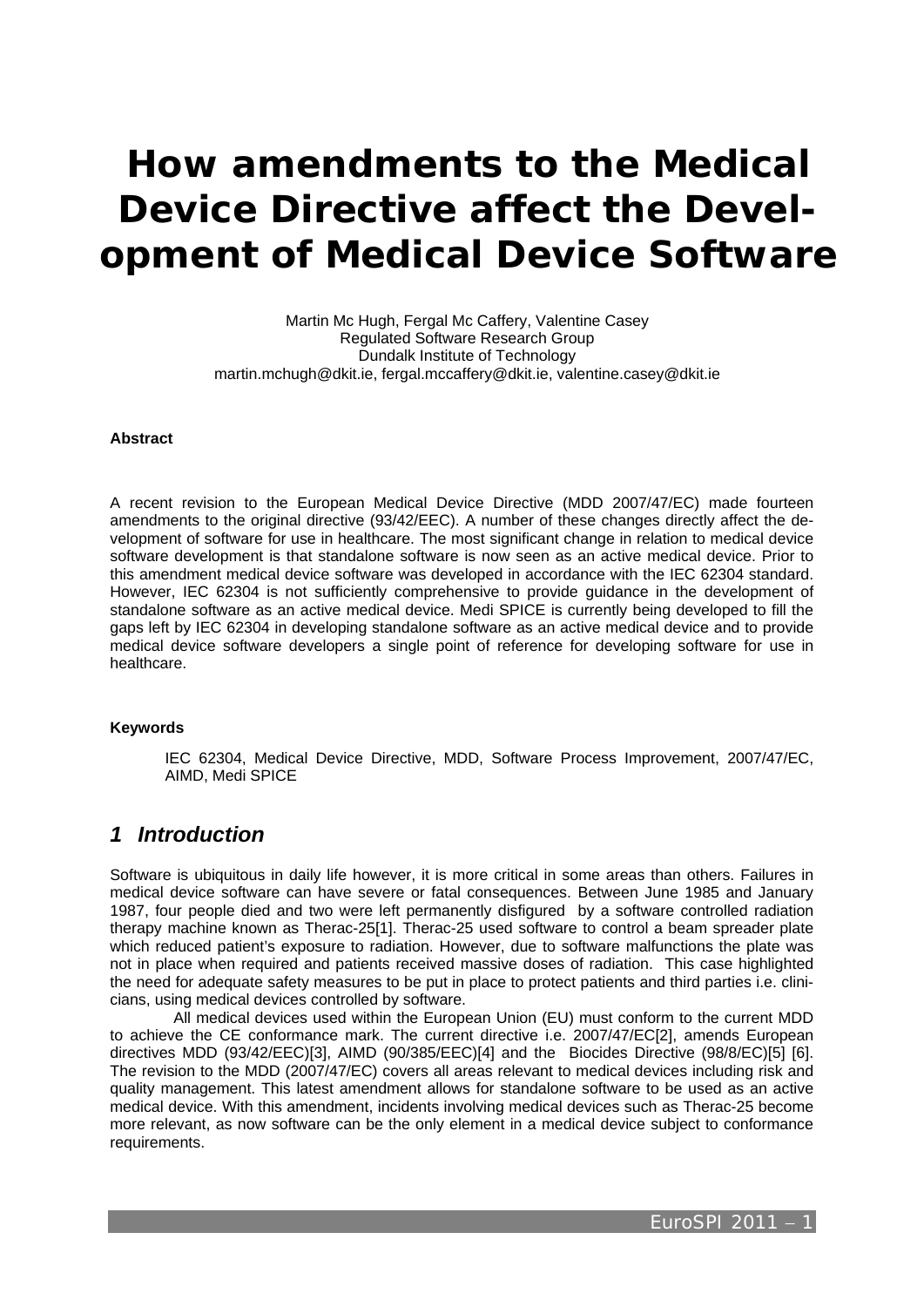# How amendments to the Medical Device Directive affect the Development of Medical Device Software

Martin Mc Hugh, Fergal Mc Caffery, Valentine Casey
Regulated Software Research Group
Dundalk Institute of Technology
martin.mchugh@dkit.ie, fergal.mccaffery@dkit.ie, valentine.casey@dkit.ie

### Abstract

A recent revision to the European Medical Device Directive (MDD 2007/47/EC) made fourteen amendments to the original directive (93/42/EEC). A number of these changes directly affect the development of software for use in healthcare. The most significant change in relation to medical device software development is that standalone software is now seen as an active medical device. Prior to this amendment medical device software was developed in accordance with the IEC 62304 standard. However, IEC 62304 is not sufficiently comprehensive to provide guidance in the development of standalone software as an active medical device. Medi SPICE is currently being developed to fill the gaps left by IEC 62304 in developing standalone software as an active medical device and to provide medical device software developers a single point of reference for developing software for use in healthcare.

### Keywords

IEC 62304, Medical Device Directive, MDD, Software Process Improvement, 2007/47/EC, AIMD, Medi SPICE

## *1 Introduction*

Software is ubiquitous in daily life however, it is more critical in some areas than others. Failures in medical device software can have severe or fatal consequences. Between June 1985 and January 1987, four people died and two were left permanently disfigured by a software controlled radiation therapy machine known as Therac-25[1]. Therac-25 used software to control a beam spreader plate which reduced patient's exposure to radiation. However, due to software malfunctions the plate was not in place when required and patients received massive doses of radiation. This case highlighted the need for adequate safety measures to be put in place to protect patients and third parties i.e. clinicians, using medical devices controlled by software.

All medical devices used within the European Union (EU) must conform to the current MDD to achieve the CE conformance mark. The current directive i.e. 2007/47/EC[2], amends European directives MDD (93/42/EEC)[3], AIMD (90/385/EEC)[4] and the Biocides Directive (98/8/EC)[5] [6]. The revision to the MDD (2007/47/EC) covers all areas relevant to medical devices including risk and quality management. This latest amendment allows for standalone software to be used as an active medical device. With this amendment, incidents involving medical devices such as Therac-25 become more relevant, as now software can be the only element in a medical device subject to conformance requirements.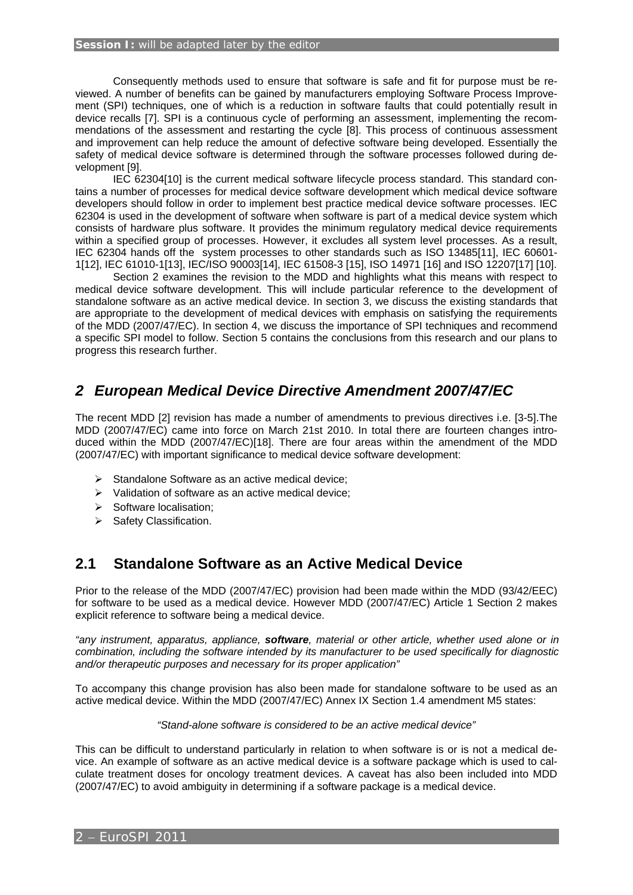Consequently methods used to ensure that software is safe and fit for purpose must be reviewed. A number of benefits can be gained by manufacturers employing Software Process Improvement (SPI) techniques, one of which is a reduction in software faults that could potentially result in device recalls [7]. SPI is a continuous cycle of performing an assessment, implementing the recommendations of the assessment and restarting the cycle [8]. This process of continuous assessment and improvement can help reduce the amount of defective software being developed. Essentially the safety of medical device software is determined through the software processes followed during development [9].

IEC 62304[10] is the current medical software lifecycle process standard. This standard contains a number of processes for medical device software development which medical device software developers should follow in order to implement best practice medical device software processes. IEC 62304 is used in the development of software when software is part of a medical device system which consists of hardware plus software. It provides the minimum regulatory medical device requirements within a specified group of processes. However, it excludes all system level processes. As a result, IEC 62304 hands off the system processes to other standards such as ISO 13485[11], IEC 60601-1[12], IEC 61010-1[13], IEC/ISO 90003[14], IEC 61508-3 [15], ISO 14971 [16] and ISO 12207[17] [10].

Section 2 examines the revision to the MDD and highlights what this means with respect to medical device software development. This will include particular reference to the development of standalone software as an active medical device. In section 3, we discuss the existing standards that are appropriate to the development of medical devices with emphasis on satisfying the requirements of the MDD (2007/47/EC). In section 4, we discuss the importance of SPI techniques and recommend a specific SPI model to follow. Section 5 contains the conclusions from this research and our plans to progress this research further.

## *2 European Medical Device Directive Amendment 2007/47/EC*

The recent MDD [2] revision has made a number of amendments to previous directives i.e. [3-5].The MDD (2007/47/EC) came into force on March 21st 2010. In total there are fourteen changes introduced within the MDD (2007/47/EC)[18]. There are four areas within the amendment of the MDD (2007/47/EC) with important significance to medical device software development:

- Standalone Software as an active medical device;
- Validation of software as an active medical device;
- Software localisation;
- Safety Classification.

### 2.1 Standalone Software as an Active Medical Device

Prior to the release of the MDD (2007/47/EC) provision had been made within the MDD (93/42/EEC) for software to be used as a medical device. However MDD (2007/47/EC) Article 1 Section 2 makes explicit reference to software being a medical device.

*"any instrument, apparatus, appliance, **software**, material or other article, whether used alone or in combination, including the software intended by its manufacturer to be used specifically for diagnostic and/or therapeutic purposes and necessary for its proper application"*

To accompany this change provision has also been made for standalone software to be used as an active medical device. Within the MDD (2007/47/EC) Annex IX Section 1.4 amendment M5 states:

*"Stand-alone software is considered to be an active medical device"*

This can be difficult to understand particularly in relation to when software is or is not a medical device. An example of software as an active medical device is a software package which is used to calculate treatment doses for oncology treatment devices. A caveat has also been included into MDD (2007/47/EC) to avoid ambiguity in determining if a software package is a medical device.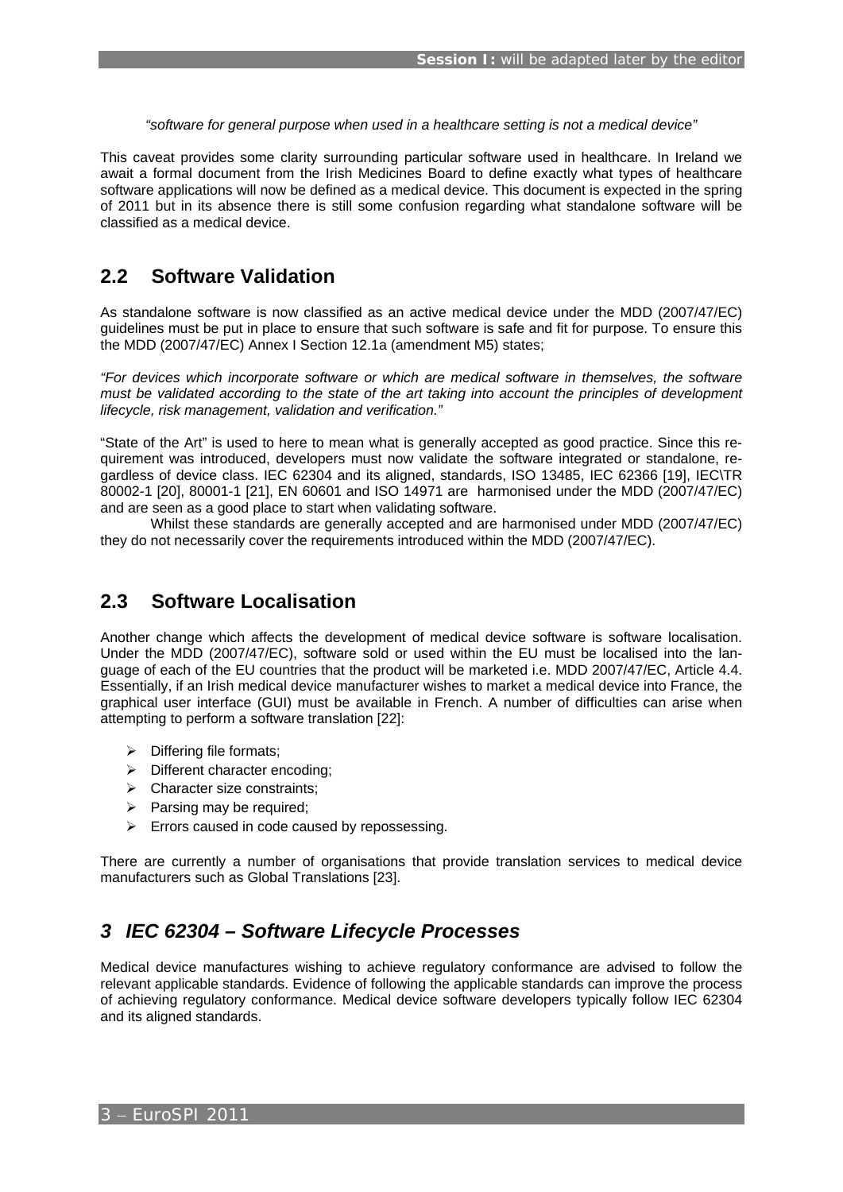*"software for general purpose when used in a healthcare setting is not a medical device"*

This caveat provides some clarity surrounding particular software used in healthcare. In Ireland we await a formal document from the Irish Medicines Board to define exactly what types of healthcare software applications will now be defined as a medical device. This document is expected in the spring of 2011 but in its absence there is still some confusion regarding what standalone software will be classified as a medical device.

## 2.2 Software Validation

As standalone software is now classified as an active medical device under the MDD (2007/47/EC) guidelines must be put in place to ensure that such software is safe and fit for purpose. To ensure this the MDD (2007/47/EC) Annex I Section 12.1a (amendment M5) states;

*"For devices which incorporate software or which are medical software in themselves, the software must be validated according to the state of the art taking into account the principles of development lifecycle, risk management, validation and verification."*

"State of the Art" is used to here to mean what is generally accepted as good practice. Since this requirement was introduced, developers must now validate the software integrated or standalone, regardless of device class. IEC 62304 and its aligned, standards, ISO 13485, IEC 62366 [19], IEC\TR 80002-1 [20], 80001-1 [21], EN 60601 and ISO 14971 are harmonised under the MDD (2007/47/EC) and are seen as a good place to start when validating software.

Whilst these standards are generally accepted and are harmonised under MDD (2007/47/EC) they do not necessarily cover the requirements introduced within the MDD (2007/47/EC).

## 2.3 Software Localisation

Another change which affects the development of medical device software is software localisation. Under the MDD (2007/47/EC), software sold or used within the EU must be localised into the language of each of the EU countries that the product will be marketed i.e. MDD 2007/47/EC, Article 4.4. Essentially, if an Irish medical device manufacturer wishes to market a medical device into France, the graphical user interface (GUI) must be available in French. A number of difficulties can arise when attempting to perform a software translation [22]:

- Differing file formats;
- Different character encoding;
- Character size constraints;
- Parsing may be required;
- Errors caused in code caused by repossessing.

There are currently a number of organisations that provide translation services to medical device manufacturers such as Global Translations [23].

# *3 IEC 62304 – Software Lifecycle Processes*

Medical device manufactures wishing to achieve regulatory conformance are advised to follow the relevant applicable standards. Evidence of following the applicable standards can improve the process of achieving regulatory conformance. Medical device software developers typically follow IEC 62304 and its aligned standards.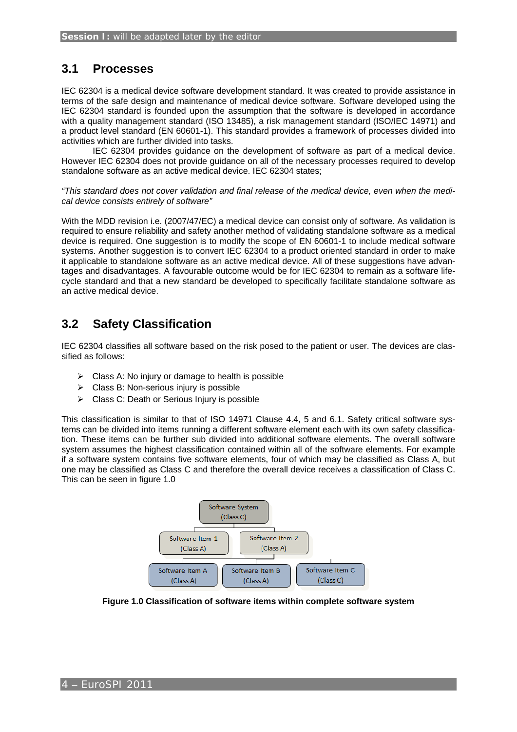## 3.1 Processes

IEC 62304 is a medical device software development standard. It was created to provide assistance in terms of the safe design and maintenance of medical device software. Software developed using the IEC 62304 standard is founded upon the assumption that the software is developed in accordance with a quality management standard (ISO 13485), a risk management standard (ISO/IEC 14971) and a product level standard (EN 60601-1). This standard provides a framework of processes divided into activities which are further divided into tasks.

IEC 62304 provides guidance on the development of software as part of a medical device. However IEC 62304 does not provide guidance on all of the necessary processes required to develop standalone software as an active medical device. IEC 62304 states;

*"This standard does not cover validation and final release of the medical device, even when the medical device consists entirely of software"*

With the MDD revision i.e. (2007/47/EC) a medical device can consist only of software. As validation is required to ensure reliability and safety another method of validating standalone software as a medical device is required. One suggestion is to modify the scope of EN 60601-1 to include medical software systems. Another suggestion is to convert IEC 62304 to a product oriented standard in order to make it applicable to standalone software as an active medical device. All of these suggestions have advantages and disadvantages. A favourable outcome would be for IEC 62304 to remain as a software lifecycle standard and that a new standard be developed to specifically facilitate standalone software as an active medical device.

## 3.2 Safety Classification

IEC 62304 classifies all software based on the risk posed to the patient or user. The devices are classified as follows:

- Class A: No injury or damage to health is possible
- Class B: Non-serious injury is possible
- Class C: Death or Serious Injury is possible

This classification is similar to that of ISO 14971 Clause 4.4, 5 and 6.1. Safety critical software systems can be divided into items running a different software element each with its own safety classification. These items can be further sub divided into additional software elements. The overall software system assumes the highest classification contained within all of the software elements. For example if a software system contains five software elements, four of which may be classified as Class A, but one may be classified as Class C and therefore the overall device receives a classification of Class C. This can be seen in figure 1.0

Software System (Class C)
- Software Item 1 (Class A)
- Software Item 2 (Class A)
  - Software Item A (Class A)
  - Software Item B (Class A)
  - Software Item C (Class C)

**Figure 1.0 Classification of software items within complete software system**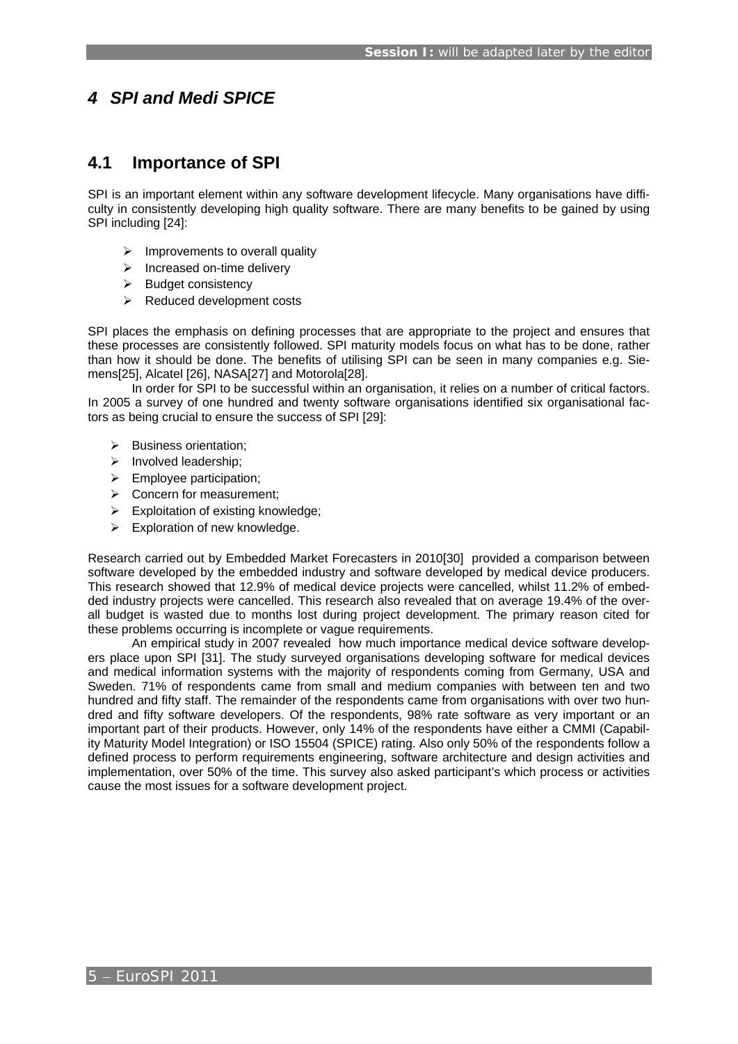# *4 SPI and Medi SPICE*

## 4.1 Importance of SPI

SPI is an important element within any software development lifecycle. Many organisations have difficulty in consistently developing high quality software. There are many benefits to be gained by using SPI including [24]:

- Improvements to overall quality
- Increased on-time delivery
- Budget consistency
- Reduced development costs

SPI places the emphasis on defining processes that are appropriate to the project and ensures that these processes are consistently followed. SPI maturity models focus on what has to be done, rather than how it should be done. The benefits of utilising SPI can be seen in many companies e.g. Siemens[25], Alcatel [26], NASA[27] and Motorola[28].

In order for SPI to be successful within an organisation, it relies on a number of critical factors. In 2005 a survey of one hundred and twenty software organisations identified six organisational factors as being crucial to ensure the success of SPI [29]:

- Business orientation;
- Involved leadership;
- Employee participation;
- Concern for measurement;
- Exploitation of existing knowledge;
- Exploration of new knowledge.

Research carried out by Embedded Market Forecasters in 2010[30] provided a comparison between software developed by the embedded industry and software developed by medical device producers. This research showed that 12.9% of medical device projects were cancelled, whilst 11.2% of embedded industry projects were cancelled. This research also revealed that on average 19.4% of the overall budget is wasted due to months lost during project development. The primary reason cited for these problems occurring is incomplete or vague requirements.

An empirical study in 2007 revealed how much importance medical device software developers place upon SPI [31]. The study surveyed organisations developing software for medical devices and medical information systems with the majority of respondents coming from Germany, USA and Sweden. 71% of respondents came from small and medium companies with between ten and two hundred and fifty staff. The remainder of the respondents came from organisations with over two hundred and fifty software developers. Of the respondents, 98% rate software as very important or an important part of their products. However, only 14% of the respondents have either a CMMI (Capability Maturity Model Integration) or ISO 15504 (SPICE) rating. Also only 50% of the respondents follow a defined process to perform requirements engineering, software architecture and design activities and implementation, over 50% of the time. This survey also asked participant's which process or activities cause the most issues for a software development project.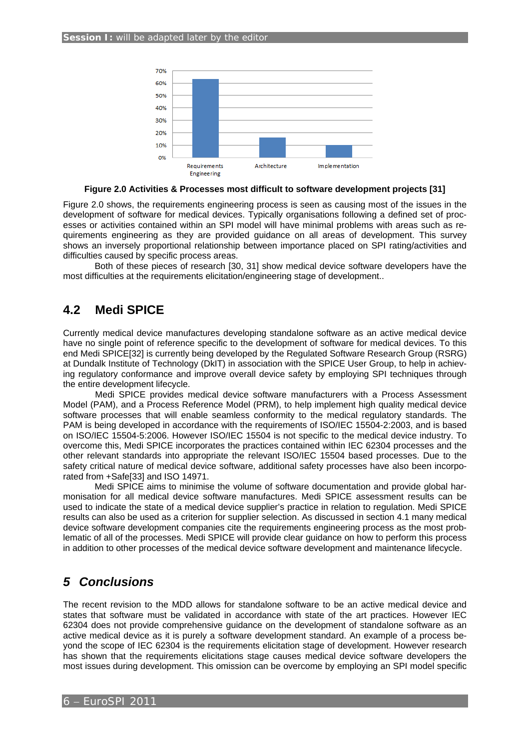**Figure 2.0 Activities & Processes most difficult to software development projects [31]**

Figure 2.0 shows, the requirements engineering process is seen as causing most of the issues in the development of software for medical devices. Typically organisations following a defined set of processes or activities contained within an SPI model will have minimal problems with areas such as requirements engineering as they are provided guidance on all areas of development. This survey shows an inversely proportional relationship between importance placed on SPI rating/activities and difficulties caused by specific process areas.

Both of these pieces of research [30, 31] show medical device software developers have the most difficulties at the requirements elicitation/engineering stage of development..

## 4.2 Medi SPICE

Currently medical device manufactures developing standalone software as an active medical device have no single point of reference specific to the development of software for medical devices. To this end Medi SPICE[32] is currently being developed by the Regulated Software Research Group (RSRG) at Dundalk Institute of Technology (DkIT) in association with the SPICE User Group, to help in achieving regulatory conformance and improve overall device safety by employing SPI techniques through the entire development lifecycle.

Medi SPICE provides medical device software manufacturers with a Process Assessment Model (PAM), and a Process Reference Model (PRM), to help implement high quality medical device software processes that will enable seamless conformity to the medical regulatory standards. The PAM is being developed in accordance with the requirements of ISO/IEC 15504-2:2003, and is based on ISO/IEC 15504-5:2006. However ISO/IEC 15504 is not specific to the medical device industry. To overcome this, Medi SPICE incorporates the practices contained within IEC 62304 processes and the other relevant standards into appropriate the relevant ISO/IEC 15504 based processes. Due to the safety critical nature of medical device software, additional safety processes have also been incorporated from +Safe[33] and ISO 14971.

Medi SPICE aims to minimise the volume of software documentation and provide global harmonisation for all medical device software manufactures. Medi SPICE assessment results can be used to indicate the state of a medical device supplier's practice in relation to regulation. Medi SPICE results can also be used as a criterion for supplier selection. As discussed in section 4.1 many medical device software development companies cite the requirements engineering process as the most problematic of all of the processes. Medi SPICE will provide clear guidance on how to perform this process in addition to other processes of the medical device software development and maintenance lifecycle.

# *5 Conclusions*

The recent revision to the MDD allows for standalone software to be an active medical device and states that software must be validated in accordance with state of the art practices. However IEC 62304 does not provide comprehensive guidance on the development of standalone software as an active medical device as it is purely a software development standard. An example of a process beyond the scope of IEC 62304 is the requirements elicitation stage of development. However research has shown that the requirements elicitations stage causes medical device software developers the most issues during development. This omission can be overcome by employing an SPI model specific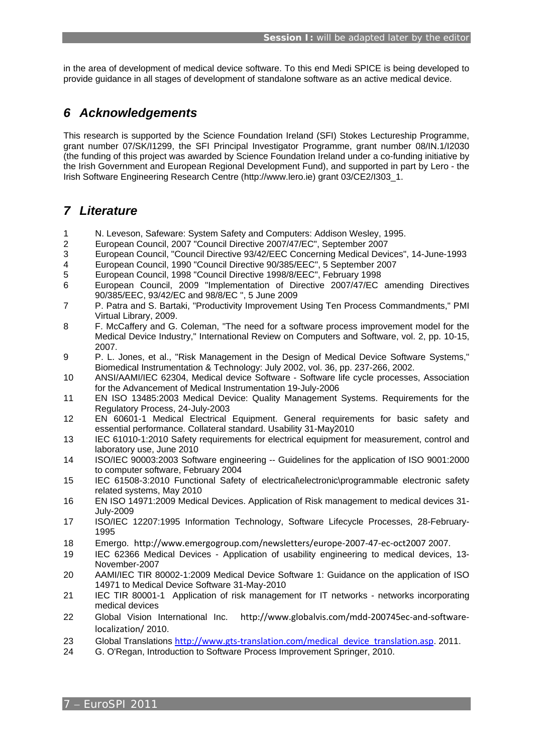in the area of development of medical device software. To this end Medi SPICE is being developed to provide guidance in all stages of development of standalone software as an active medical device.

## 6 Acknowledgements

This research is supported by the Science Foundation Ireland (SFI) Stokes Lectureship Programme, grant number 07/SK/I1299, the SFI Principal Investigator Programme, grant number 08/IN.1/I2030 (the funding of this project was awarded by Science Foundation Ireland under a co-funding initiative by the Irish Government and European Regional Development Fund), and supported in part by Lero - the Irish Software Engineering Research Centre (http://www.lero.ie) grant 03/CE2/I303_1.

## 7 Literature

1 N. Leveson, Safeware: System Safety and Computers: Addison Wesley, 1995.
2 European Council, 2007 "Council Directive 2007/47/EC", September 2007
3 European Council, "Council Directive 93/42/EEC Concerning Medical Devices", 14-June-1993
4 European Council, 1990 "Council Directive 90/385/EEC", 5 September 2007
5 European Council, 1998 "Council Directive 1998/8/EEC", February 1998
6 European Council, 2009 "Implementation of Directive 2007/47/EC amending Directives 90/385/EEC, 93/42/EC and 98/8/EC ", 5 June 2009
7 P. Patra and S. Bartaki, "Productivity Improvement Using Ten Process Commandments," PMI Virtual Library, 2009.
8 F. McCaffery and G. Coleman, "The need for a software process improvement model for the Medical Device Industry," International Review on Computers and Software, vol. 2, pp. 10-15, 2007.
9 P. L. Jones, et al., "Risk Management in the Design of Medical Device Software Systems," Biomedical Instrumentation & Technology: July 2002, vol. 36, pp. 237-266, 2002.
10 ANSI/AAMI/IEC 62304, Medical device Software - Software life cycle processes, Association for the Advancement of Medical Instrumentation 19-July-2006
11 EN ISO 13485:2003 Medical Device: Quality Management Systems. Requirements for the Regulatory Process, 24-July-2003
12 EN 60601-1 Medical Electrical Equipment. General requirements for basic safety and essential performance. Collateral standard. Usability 31-May2010
13 IEC 61010-1:2010 Safety requirements for electrical equipment for measurement, control and laboratory use, June 2010
14 ISO/IEC 90003:2003 Software engineering -- Guidelines for the application of ISO 9001:2000 to computer software, February 2004
15 IEC 61508-3:2010 Functional Safety of electrical\electronic\programmable electronic safety related systems, May 2010
16 EN ISO 14971:2009 Medical Devices. Application of Risk management to medical devices 31-July-2009
17 ISO/IEC 12207:1995 Information Technology, Software Lifecycle Processes, 28-February-1995
18 Emergo. http://www.emergogroup.com/newsletters/europe-2007-47-ec-oct2007 2007.
19 IEC 62366 Medical Devices - Application of usability engineering to medical devices, 13-November-2007
20 AAMI/IEC TIR 80002-1:2009 Medical Device Software 1: Guidance on the application of ISO 14971 to Medical Device Software 31-May-2010
21 IEC TIR 80001-1 Application of risk management for IT networks - networks incorporating medical devices
22 Global Vision International Inc. http://www.globalvis.com/mdd-200745ec-and-software-localization/ 2010.
23 Global Translations http://www.gts-translation.com/medical_device_translation.asp. 2011.
24 G. O'Regan, Introduction to Software Process Improvement Springer, 2010.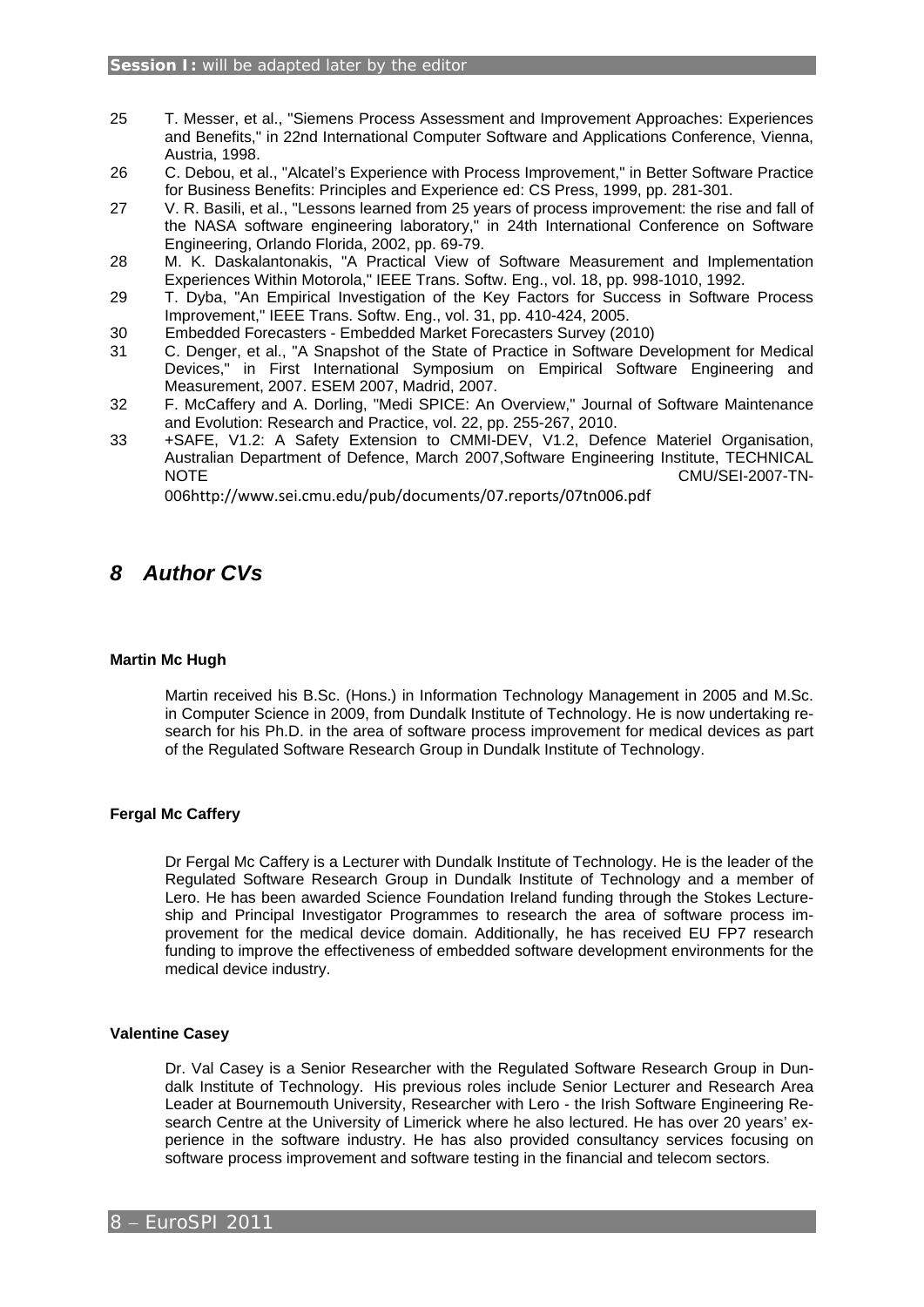25 T. Messer, et al., "Siemens Process Assessment and Improvement Approaches: Experiences and Benefits," in 22nd International Computer Software and Applications Conference, Vienna, Austria, 1998.

26 C. Debou, et al., "Alcatel's Experience with Process Improvement," in Better Software Practice for Business Benefits: Principles and Experience ed: CS Press, 1999, pp. 281-301.

27 V. R. Basili, et al., "Lessons learned from 25 years of process improvement: the rise and fall of the NASA software engineering laboratory," in 24th International Conference on Software Engineering, Orlando Florida, 2002, pp. 69-79.

28 M. K. Daskalantonakis, "A Practical View of Software Measurement and Implementation Experiences Within Motorola," IEEE Trans. Softw. Eng., vol. 18, pp. 998-1010, 1992.

29 T. Dyba, "An Empirical Investigation of the Key Factors for Success in Software Process Improvement," IEEE Trans. Softw. Eng., vol. 31, pp. 410-424, 2005.

30 Embedded Forecasters - Embedded Market Forecasters Survey (2010)

31 C. Denger, et al., "A Snapshot of the State of Practice in Software Development for Medical Devices," in First International Symposium on Empirical Software Engineering and Measurement, 2007. ESEM 2007, Madrid, 2007.

32 F. McCaffery and A. Dorling, "Medi SPICE: An Overview," Journal of Software Maintenance and Evolution: Research and Practice, vol. 22, pp. 255-267, 2010.

33 +SAFE, V1.2: A Safety Extension to CMMI-DEV, V1.2, Defence Materiel Organisation, Australian Department of Defence, March 2007,Software Engineering Institute, TECHNICAL NOTE CMU/SEI-2007-TN-006http://www.sei.cmu.edu/pub/documents/07.reports/07tn006.pdf

# *8 Author CVs*

**Martin Mc Hugh**

Martin received his B.Sc. (Hons.) in Information Technology Management in 2005 and M.Sc. in Computer Science in 2009, from Dundalk Institute of Technology. He is now undertaking research for his Ph.D. in the area of software process improvement for medical devices as part of the Regulated Software Research Group in Dundalk Institute of Technology.

**Fergal Mc Caffery**

Dr Fergal Mc Caffery is a Lecturer with Dundalk Institute of Technology. He is the leader of the Regulated Software Research Group in Dundalk Institute of Technology and a member of Lero. He has been awarded Science Foundation Ireland funding through the Stokes Lectureship and Principal Investigator Programmes to research the area of software process improvement for the medical device domain. Additionally, he has received EU FP7 research funding to improve the effectiveness of embedded software development environments for the medical device industry.

**Valentine Casey**

Dr. Val Casey is a Senior Researcher with the Regulated Software Research Group in Dundalk Institute of Technology. His previous roles include Senior Lecturer and Research Area Leader at Bournemouth University, Researcher with Lero - the Irish Software Engineering Research Centre at the University of Limerick where he also lectured. He has over 20 years' experience in the software industry. He has also provided consultancy services focusing on software process improvement and software testing in the financial and telecom sectors.